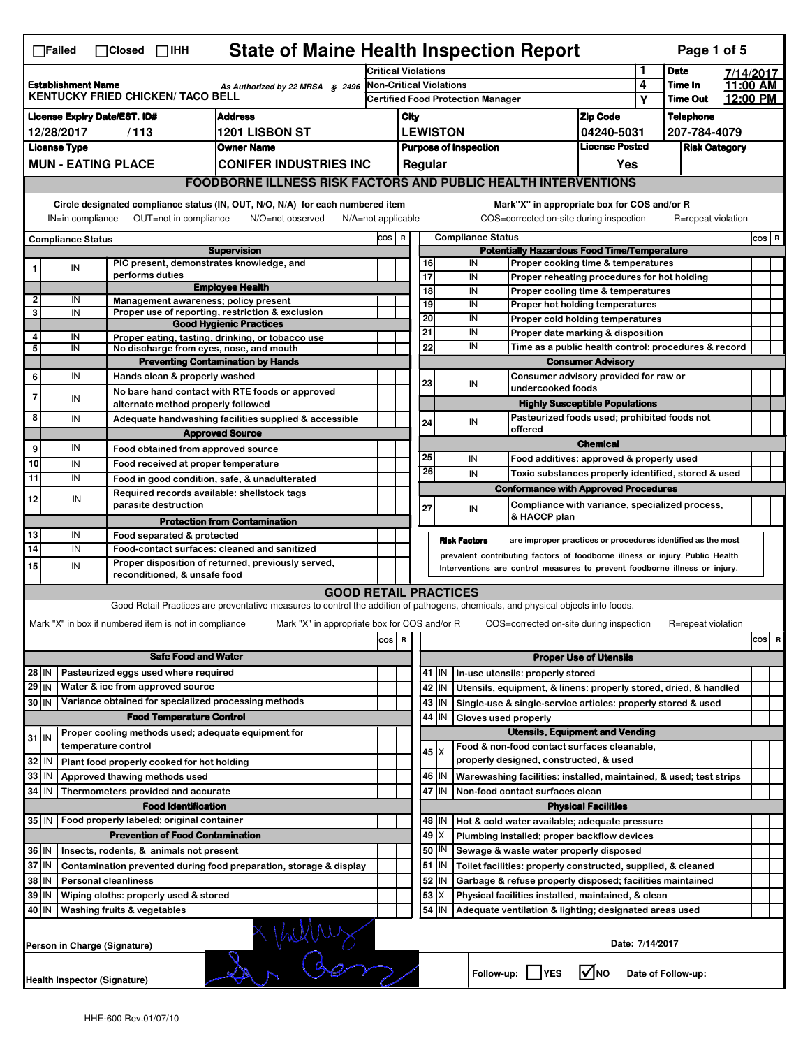☐Failed ☐Closed ☐IHH

# State of Maine Health Inspection Report

| | | | | |
|---|---|---|---|---|
| **Establishment Name** KENTUCKY FRIED CHICKEN/ TACO BELL | As Authorized by 22 MRSA § 2496 | Critical Violations | 1 | **Date** 7/14/2017 |
| | | Non-Critical Violations | 4 | **Time In** 11:00 AM |
| | | Certified Food Protection Manager | Y | **Time Out** 12:00 PM |

| License Expiry Date/EST. ID# | Address | City | Zip Code | Telephone |
|---|---|---|---|---|
| 12/28/2017 / 113 | 1201 LISBON ST | LEWISTON | 04240-5031 | 207-784-4079 |
| **License Type** | **Owner Name** | **Purpose of Inspection** | **License Posted** | **Risk Category** |
| MUN - EATING PLACE | CONIFER INDUSTRIES INC | Regular | Yes | |

## FOODBORNE ILLNESS RISK FACTORS AND PUBLIC HEALTH INTERVENTIONS

Circle designated compliance status (IN, OUT, N/O, N/A) for each numbered item — IN=in compliance, OUT=not in compliance, N/O=not observed, N/A=not applicable

Mark"X" in appropriate box for COS and/or R — COS=corrected on-site during inspection, R=repeat violation

| # | Compliance Status | Item | COS | R |
|---|---|---|---|---|
| | | **Supervision** | | |
| 1 | IN | PIC present, demonstrates knowledge, and performs duties | | |
| | | **Employee Health** | | |
| 2 | IN | Management awareness; policy present | | |
| 3 | IN | Proper use of reporting, restriction & exclusion | | |
| | | **Good Hygienic Practices** | | |
| 4 | IN | Proper eating, tasting, drinking, or tobacco use | | |
| 5 | IN | No discharge from eyes, nose, and mouth | | |
| | | **Preventing Contamination by Hands** | | |
| 6 | IN | Hands clean & properly washed | | |
| 7 | IN | No bare hand contact with RTE foods or approved alternate method properly followed | | |
| 8 | IN | Adequate handwashing facilities supplied & accessible | | |
| | | **Approved Source** | | |
| 9 | IN | Food obtained from approved source | | |
| 10 | IN | Food received at proper temperature | | |
| 11 | IN | Food in good condition, safe, & unadulterated | | |
| 12 | IN | Required records available: shellstock tags parasite destruction | | |
| | | **Protection from Contamination** | | |
| 13 | IN | Food separated & protected | | |
| 14 | IN | Food-contact surfaces: cleaned and sanitized | | |
| 15 | IN | Proper disposition of returned, previously served, reconditioned, & unsafe food | | |
| | | **Potentially Hazardous Food Time/Temperature** | | |
| 16 | IN | Proper cooking time & temperatures | | |
| 17 | IN | Proper reheating procedures for hot holding | | |
| 18 | IN | Proper cooling time & temperatures | | |
| 19 | IN | Proper hot holding temperatures | | |
| 20 | IN | Proper cold holding temperatures | | |
| 21 | IN | Proper date marking & disposition | | |
| 22 | IN | Time as a public health control: procedures & record | | |
| | | **Consumer Advisory** | | |
| 23 | IN | Consumer advisory provided for raw or undercooked foods | | |
| | | **Highly Susceptible Populations** | | |
| 24 | IN | Pasteurized foods used; prohibited foods not offered | | |
| | | **Chemical** | | |
| 25 | IN | Food additives: approved & properly used | | |
| 26 | IN | Toxic substances properly identified, stored & used | | |
| | | **Conformance with Approved Procedures** | | |
| 27 | IN | Compliance with variance, specialized process, & HACCP plan | | |

**Risk Factors** are improper practices or procedures identified as the most prevalent contributing factors of foodborne illness or injury. Public Health Interventions are control measures to prevent foodborne illness or injury.

## GOOD RETAIL PRACTICES

Good Retail Practices are preventative measures to control the addition of pathogens, chemicals, and physical objects into foods.

Mark "X" in box if numbered item is not in compliance — Mark "X" in appropriate box for COS and/or R — COS=corrected on-site during inspection — R=repeat violation

| # | Status | Item | COS | R |
|---|---|---|---|---|
| | | **Safe Food and Water** | | |
| 28 | IN | Pasteurized eggs used where required | | |
| 29 | IN | Water & ice from approved source | | |
| 30 | IN | Variance obtained for specialized processing methods | | |
| | | **Food Temperature Control** | | |
| 31 | IN | Proper cooling methods used; adequate equipment for temperature control | | |
| 32 | IN | Plant food properly cooked for hot holding | | |
| 33 | IN | Approved thawing methods used | | |
| 34 | IN | Thermometers provided and accurate | | |
| | | **Food Identification** | | |
| 35 | IN | Food properly labeled; original container | | |
| | | **Prevention of Food Contamination** | | |
| 36 | IN | Insects, rodents, & animals not present | | |
| 37 | IN | Contamination prevented during food preparation, storage & display | | |
| 38 | IN | Personal cleanliness | | |
| 39 | IN | Wiping cloths: properly used & stored | | |
| 40 | IN | Washing fruits & vegetables | | |
| | | **Proper Use of Utensils** | | |
| 41 | IN | In-use utensils: properly stored | | |
| 42 | IN | Utensils, equipment, & linens: properly stored, dried, & handled | | |
| 43 | IN | Single-use & single-service articles: properly stored & used | | |
| 44 | IN | Gloves used properly | | |
| | | **Utensils, Equipment and Vending** | | |
| 45 | X | Food & non-food contact surfaces cleanable, properly designed, constructed, & used | | |
| 46 | IN | Warewashing facilities: installed, maintained, & used; test strips | | |
| 47 | IN | Non-food contact surfaces clean | | |
| | | **Physical Facilities** | | |
| 48 | IN | Hot & cold water available; adequate pressure | | |
| 49 | X | Plumbing installed; proper backflow devices | | |
| 50 | IN | Sewage & waste water properly disposed | | |
| 51 | IN | Toilet facilities: properly constructed, supplied, & cleaned | | |
| 52 | IN | Garbage & refuse properly disposed; facilities maintained | | |
| 53 | X | Physical facilities installed, maintained, & clean | | |
| 54 | IN | Adequate ventilation & lighting; designated areas used | | |

Person in Charge (Signature) — Date: 7/14/2017

Health Inspector (Signature)

Follow-up: ☐ YES ☑ NO — Date of Follow-up:

HHE-600 Rev.01/07/10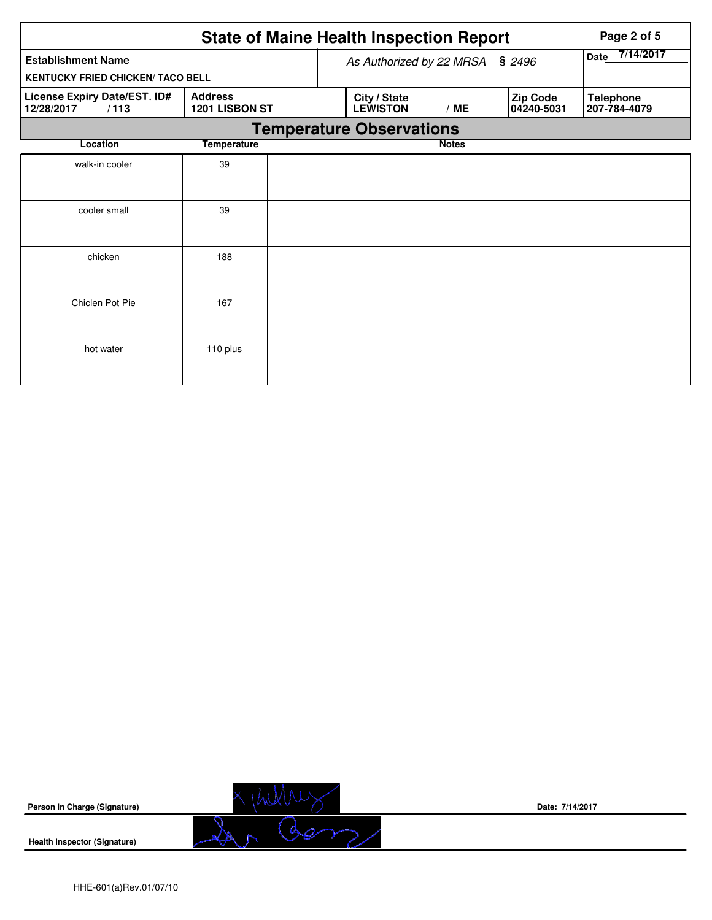# State of Maine Health Inspection Report

| Establishment Name | As Authorized by 22 MRSA § 2496 | | | Date 7/14/2017 |
|---|---|---|---|---|
| KENTUCKY FRIED CHICKEN/ TACO BELL | | | | |
| **License Expiry Date/EST. ID#** 12/28/2017 / 113 | **Address** 1201 LISBON ST | **City / State** LEWISTON / ME | **Zip Code** 04240-5031 | **Telephone** 207-784-4079 |

## Temperature Observations

| Location | Temperature | Notes |
|---|---|---|
| walk-in cooler | 39 | |
| cooler small | 39 | |
| chicken | 188 | |
| Chiclen Pot Pie | 167 | |
| hot water | 110 plus | |

**Person in Charge (Signature)**

**Date: 7/14/2017**

**Health Inspector (Signature)**

HHE-601(a)Rev.01/07/10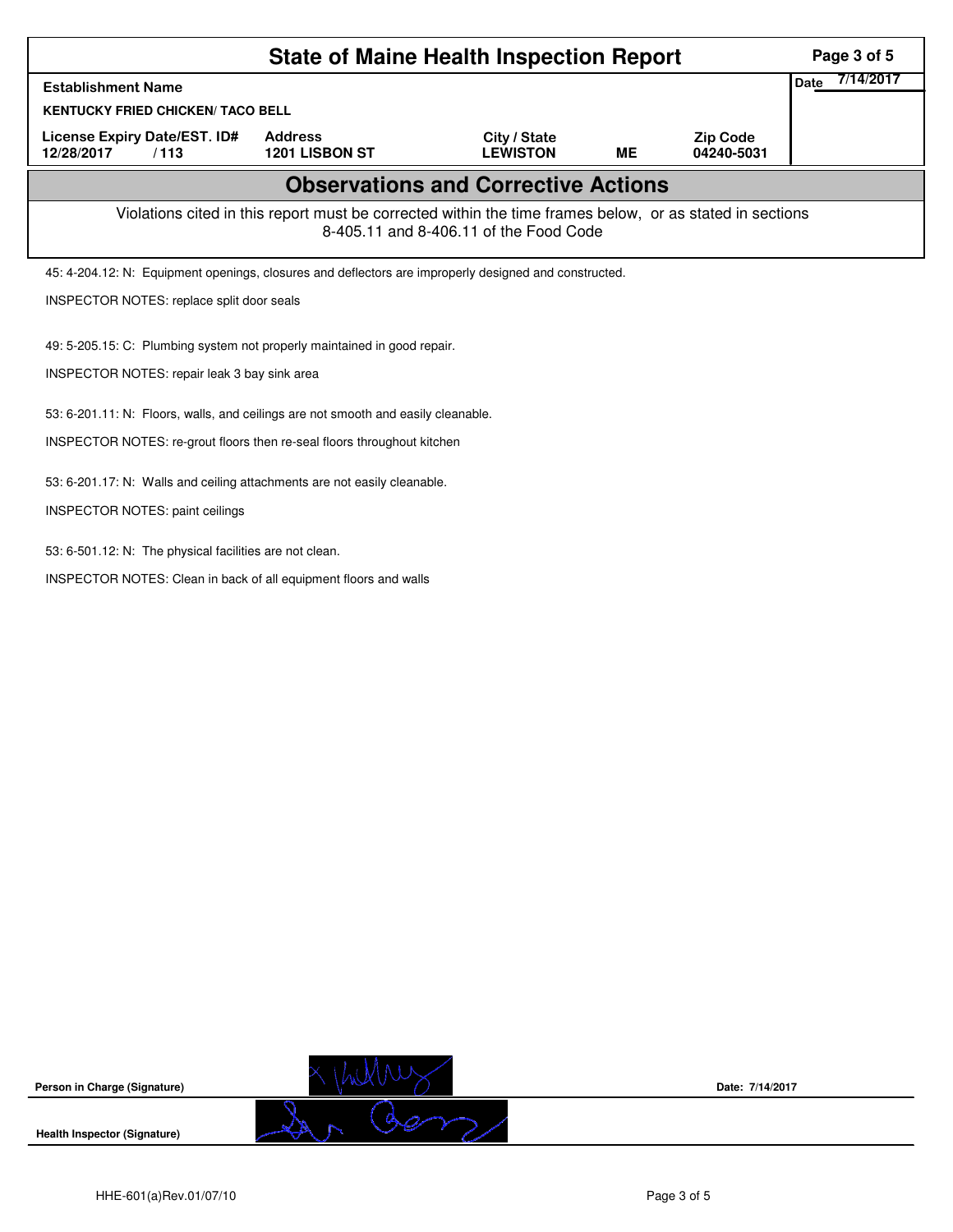# State of Maine Health Inspection Report

| Establishment Name | | | | | Date 7/14/2017 |
|---|---|---|---|---|---|
| KENTUCKY FRIED CHICKEN/ TACO BELL | | | | | |
| License Expiry Date/EST. ID# | Address | City / State | | Zip Code | |
| 12/28/2017 / 113 | 1201 LISBON ST | LEWISTON | ME | 04240-5031 | |

## Observations and Corrective Actions

Violations cited in this report must be corrected within the time frames below, or as stated in sections 8-405.11 and 8-406.11 of the Food Code

45: 4-204.12: N: Equipment openings, closures and deflectors are improperly designed and constructed.

INSPECTOR NOTES: replace split door seals

49: 5-205.15: C: Plumbing system not properly maintained in good repair.

INSPECTOR NOTES: repair leak 3 bay sink area

53: 6-201.11: N: Floors, walls, and ceilings are not smooth and easily cleanable.

INSPECTOR NOTES: re-grout floors then re-seal floors throughout kitchen

53: 6-201.17: N: Walls and ceiling attachments are not easily cleanable.

INSPECTOR NOTES: paint ceilings

53: 6-501.12: N: The physical facilities are not clean.

INSPECTOR NOTES: Clean in back of all equipment floors and walls

**Person in Charge (Signature)** Date: 7/14/2017

**Health Inspector (Signature)**

HHE-601(a)Rev.01/07/10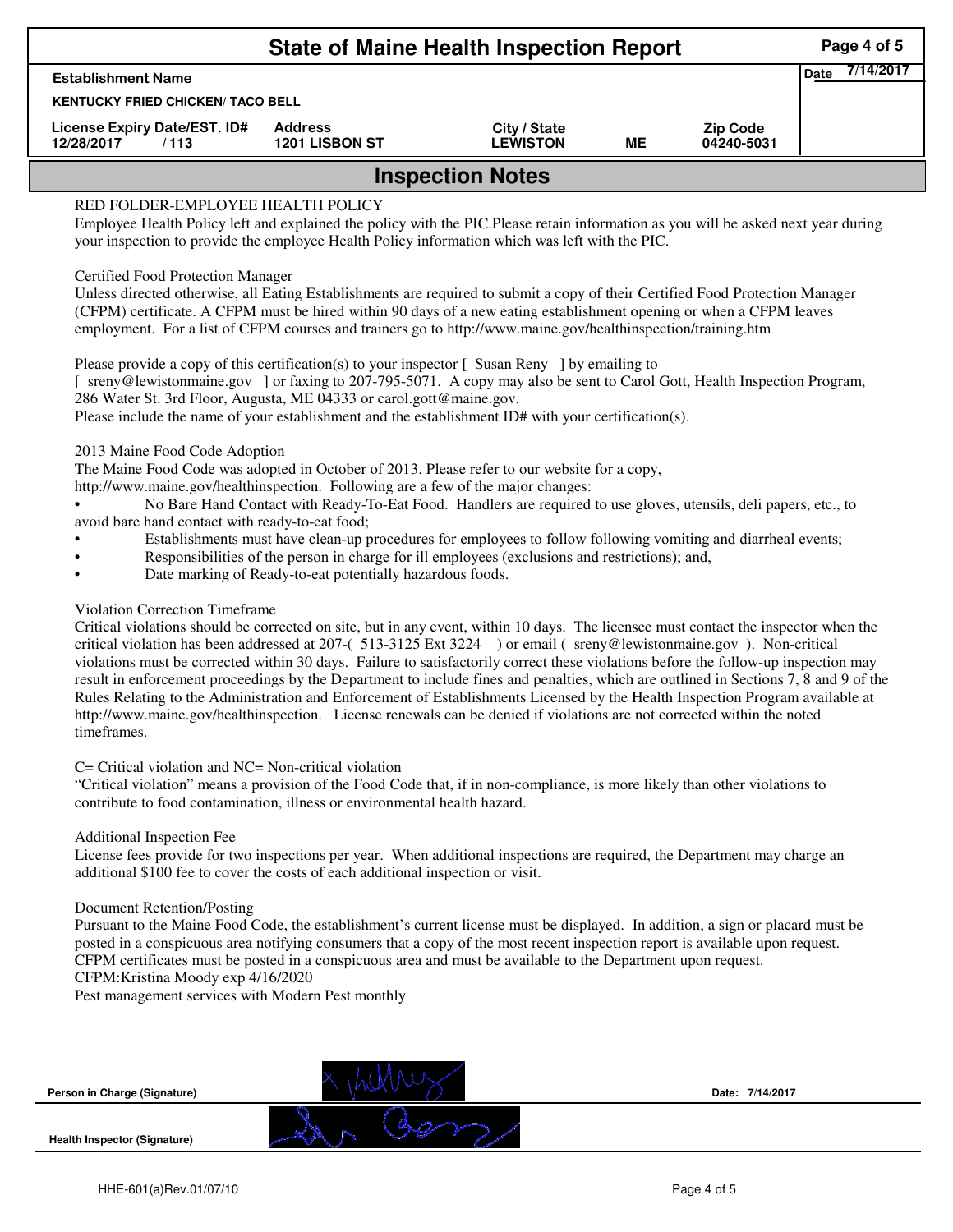# State of Maine Health Inspection Report

| Establishment Name | | | | | Date 7/14/2017 |
|---|---|---|---|---|---|
| KENTUCKY FRIED CHICKEN/ TACO BELL | | | | | |
| License Expiry Date/EST. ID# | Address | City / State | | Zip Code | |
| 12/28/2017 / 113 | 1201 LISBON ST | LEWISTON | ME | 04240-5031 | |

## Inspection Notes

RED FOLDER-EMPLOYEE HEALTH POLICY
Employee Health Policy left and explained the policy with the PIC.Please retain information as you will be asked next year during your inspection to provide the employee Health Policy information which was left with the PIC.

Certified Food Protection Manager
Unless directed otherwise, all Eating Establishments are required to submit a copy of their Certified Food Protection Manager (CFPM) certificate. A CFPM must be hired within 90 days of a new eating establishment opening or when a CFPM leaves employment. For a list of CFPM courses and trainers go to http://www.maine.gov/healthinspection/training.htm

Please provide a copy of this certification(s) to your inspector [ Susan Reny ] by emailing to
[ sreny@lewistonmaine.gov ] or faxing to 207-795-5071. A copy may also be sent to Carol Gott, Health Inspection Program, 286 Water St. 3rd Floor, Augusta, ME 04333 or carol.gott@maine.gov.
Please include the name of your establishment and the establishment ID# with your certification(s).

2013 Maine Food Code Adoption
The Maine Food Code was adopted in October of 2013. Please refer to our website for a copy,
http://www.maine.gov/healthinspection. Following are a few of the major changes:

- No Bare Hand Contact with Ready-To-Eat Food. Handlers are required to use gloves, utensils, deli papers, etc., to avoid bare hand contact with ready-to-eat food;
- Establishments must have clean-up procedures for employees to follow following vomiting and diarrheal events;
- Responsibilities of the person in charge for ill employees (exclusions and restrictions); and,
- Date marking of Ready-to-eat potentially hazardous foods.

Violation Correction Timeframe
Critical violations should be corrected on site, but in any event, within 10 days. The licensee must contact the inspector when the critical violation has been addressed at 207-( 513-3125 Ext 3224 ) or email ( sreny@lewistonmaine.gov ). Non-critical violations must be corrected within 30 days. Failure to satisfactorily correct these violations before the follow-up inspection may result in enforcement proceedings by the Department to include fines and penalties, which are outlined in Sections 7, 8 and 9 of the Rules Relating to the Administration and Enforcement of Establishments Licensed by the Health Inspection Program available at http://www.maine.gov/healthinspection. License renewals can be denied if violations are not corrected within the noted timeframes.

C= Critical violation and NC= Non-critical violation
"Critical violation" means a provision of the Food Code that, if in non-compliance, is more likely than other violations to contribute to food contamination, illness or environmental health hazard.

Additional Inspection Fee
License fees provide for two inspections per year. When additional inspections are required, the Department may charge an additional $100 fee to cover the costs of each additional inspection or visit.

Document Retention/Posting
Pursuant to the Maine Food Code, the establishment's current license must be displayed. In addition, a sign or placard must be posted in a conspicuous area notifying consumers that a copy of the most recent inspection report is available upon request. CFPM certificates must be posted in a conspicuous area and must be available to the Department upon request.
CFPM:Kristina Moody exp 4/16/2020
Pest management services with Modern Pest monthly

**Person in Charge (Signature)** Date: 7/14/2017

**Health Inspector (Signature)**

HHE-601(a)Rev.01/07/10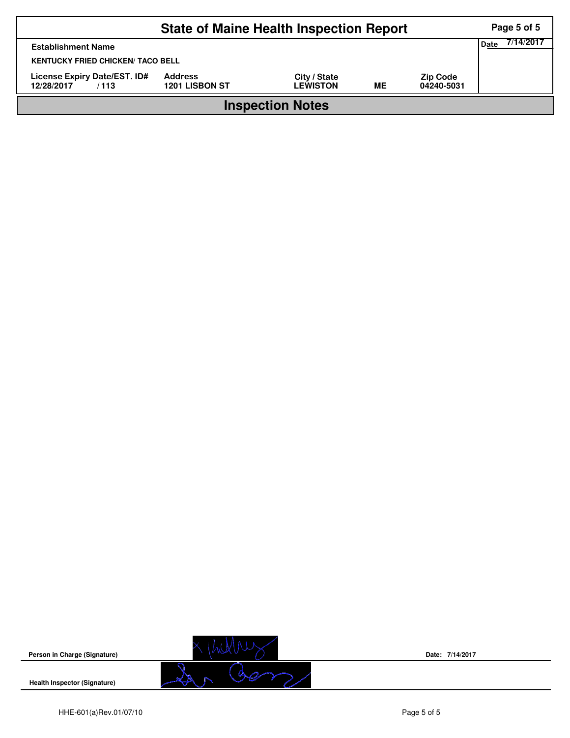# State of Maine Health Inspection Report

| Establishment Name | | | | | Date 7/14/2017 |
|---|---|---|---|---|---|
| KENTUCKY FRIED CHICKEN/ TACO BELL | | | | | |
| License Expiry Date/EST. ID# | Address | City / State | | Zip Code | |
| 12/28/2017 / 113 | 1201 LISBON ST | LEWISTON | ME | 04240-5031 | |

## Inspection Notes

**Person in Charge (Signature)** Date: 7/14/2017

**Health Inspector (Signature)**

HHE-601(a)Rev.01/07/10